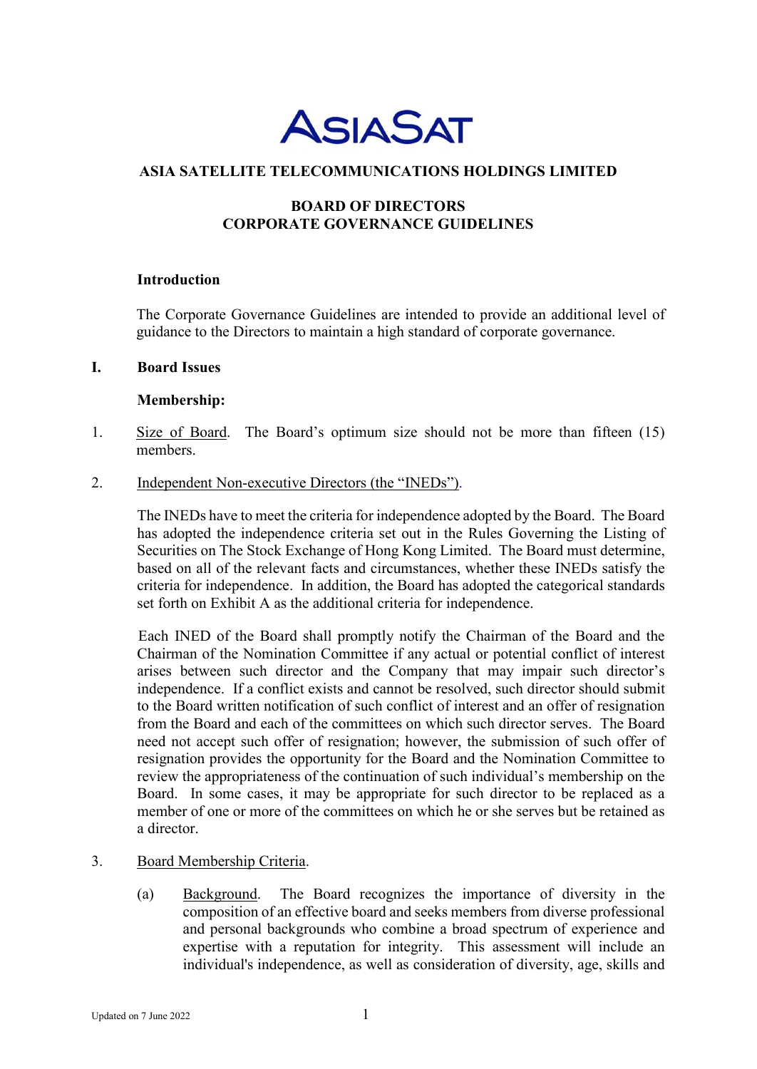# ASIA SATELLITE TELECOMMUNICATIONS HOLDINGS LIMITED

## BOARD OF DIRECTORS
## CORPORATE GOVERNANCE GUIDELINES

### Introduction

The Corporate Governance Guidelines are intended to provide an additional level of guidance to the Directors to maintain a high standard of corporate governance.

## I. Board Issues

### Membership:

1. Size of Board. The Board's optimum size should not be more than fifteen (15) members.

2. Independent Non-executive Directors (the "INEDs").

   The INEDs have to meet the criteria for independence adopted by the Board. The Board has adopted the independence criteria set out in the Rules Governing the Listing of Securities on The Stock Exchange of Hong Kong Limited. The Board must determine, based on all of the relevant facts and circumstances, whether these INEDs satisfy the criteria for independence. In addition, the Board has adopted the categorical standards set forth on Exhibit A as the additional criteria for independence.

   Each INED of the Board shall promptly notify the Chairman of the Board and the Chairman of the Nomination Committee if any actual or potential conflict of interest arises between such director and the Company that may impair such director's independence. If a conflict exists and cannot be resolved, such director should submit to the Board written notification of such conflict of interest and an offer of resignation from the Board and each of the committees on which such director serves. The Board need not accept such offer of resignation; however, the submission of such offer of resignation provides the opportunity for the Board and the Nomination Committee to review the appropriateness of the continuation of such individual's membership on the Board. In some cases, it may be appropriate for such director to be replaced as a member of one or more of the committees on which he or she serves but be retained as a director.

3. Board Membership Criteria.

   (a) Background. The Board recognizes the importance of diversity in the composition of an effective board and seeks members from diverse professional and personal backgrounds who combine a broad spectrum of experience and expertise with a reputation for integrity. This assessment will include an individual's independence, as well as consideration of diversity, age, skills and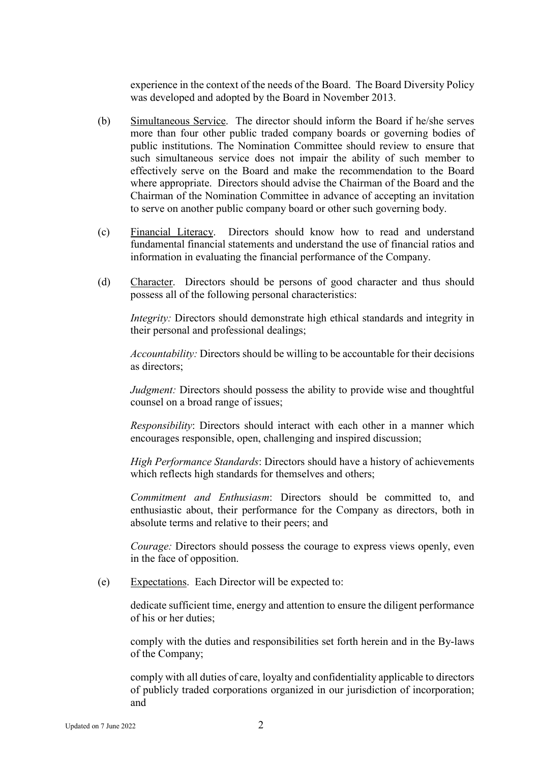experience in the context of the needs of the Board. The Board Diversity Policy was developed and adopted by the Board in November 2013.

(b) Simultaneous Service. The director should inform the Board if he/she serves more than four other public traded company boards or governing bodies of public institutions. The Nomination Committee should review to ensure that such simultaneous service does not impair the ability of such member to effectively serve on the Board and make the recommendation to the Board where appropriate. Directors should advise the Chairman of the Board and the Chairman of the Nomination Committee in advance of accepting an invitation to serve on another public company board or other such governing body.

(c) Financial Literacy. Directors should know how to read and understand fundamental financial statements and understand the use of financial ratios and information in evaluating the financial performance of the Company.

(d) Character. Directors should be persons of good character and thus should possess all of the following personal characteristics:

*Integrity:* Directors should demonstrate high ethical standards and integrity in their personal and professional dealings;

*Accountability:* Directors should be willing to be accountable for their decisions as directors;

*Judgment:* Directors should possess the ability to provide wise and thoughtful counsel on a broad range of issues;

*Responsibility*: Directors should interact with each other in a manner which encourages responsible, open, challenging and inspired discussion;

*High Performance Standards*: Directors should have a history of achievements which reflects high standards for themselves and others;

*Commitment and Enthusiasm*: Directors should be committed to, and enthusiastic about, their performance for the Company as directors, both in absolute terms and relative to their peers; and

*Courage:* Directors should possess the courage to express views openly, even in the face of opposition.

(e) Expectations. Each Director will be expected to:

dedicate sufficient time, energy and attention to ensure the diligent performance of his or her duties;

comply with the duties and responsibilities set forth herein and in the By-laws of the Company;

comply with all duties of care, loyalty and confidentiality applicable to directors of publicly traded corporations organized in our jurisdiction of incorporation; and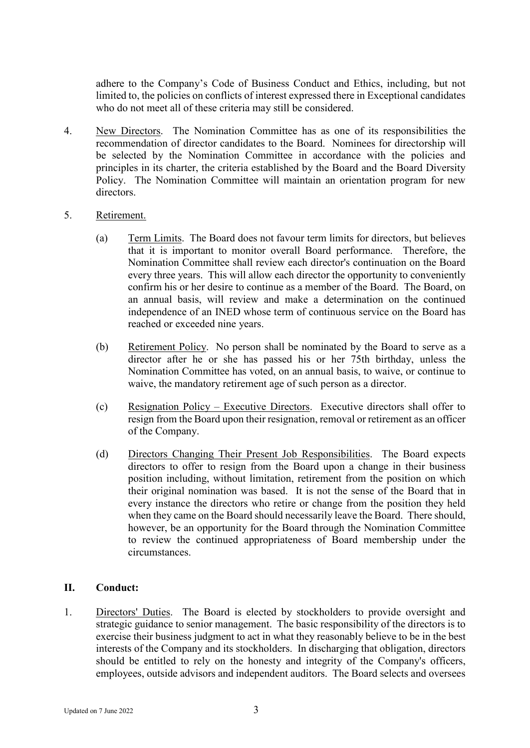adhere to the Company's Code of Business Conduct and Ethics, including, but not limited to, the policies on conflicts of interest expressed there in Exceptional candidates who do not meet all of these criteria may still be considered.

4. New Directors. The Nomination Committee has as one of its responsibilities the recommendation of director candidates to the Board. Nominees for directorship will be selected by the Nomination Committee in accordance with the policies and principles in its charter, the criteria established by the Board and the Board Diversity Policy. The Nomination Committee will maintain an orientation program for new directors.

5. Retirement.

   (a) Term Limits. The Board does not favour term limits for directors, but believes that it is important to monitor overall Board performance. Therefore, the Nomination Committee shall review each director's continuation on the Board every three years. This will allow each director the opportunity to conveniently confirm his or her desire to continue as a member of the Board. The Board, on an annual basis, will review and make a determination on the continued independence of an INED whose term of continuous service on the Board has reached or exceeded nine years.

   (b) Retirement Policy. No person shall be nominated by the Board to serve as a director after he or she has passed his or her 75th birthday, unless the Nomination Committee has voted, on an annual basis, to waive, or continue to waive, the mandatory retirement age of such person as a director.

   (c) Resignation Policy – Executive Directors. Executive directors shall offer to resign from the Board upon their resignation, removal or retirement as an officer of the Company.

   (d) Directors Changing Their Present Job Responsibilities. The Board expects directors to offer to resign from the Board upon a change in their business position including, without limitation, retirement from the position on which their original nomination was based. It is not the sense of the Board that in every instance the directors who retire or change from the position they held when they came on the Board should necessarily leave the Board. There should, however, be an opportunity for the Board through the Nomination Committee to review the continued appropriateness of Board membership under the circumstances.

## II. Conduct:

1. Directors' Duties. The Board is elected by stockholders to provide oversight and strategic guidance to senior management. The basic responsibility of the directors is to exercise their business judgment to act in what they reasonably believe to be in the best interests of the Company and its stockholders. In discharging that obligation, directors should be entitled to rely on the honesty and integrity of the Company's officers, employees, outside advisors and independent auditors. The Board selects and oversees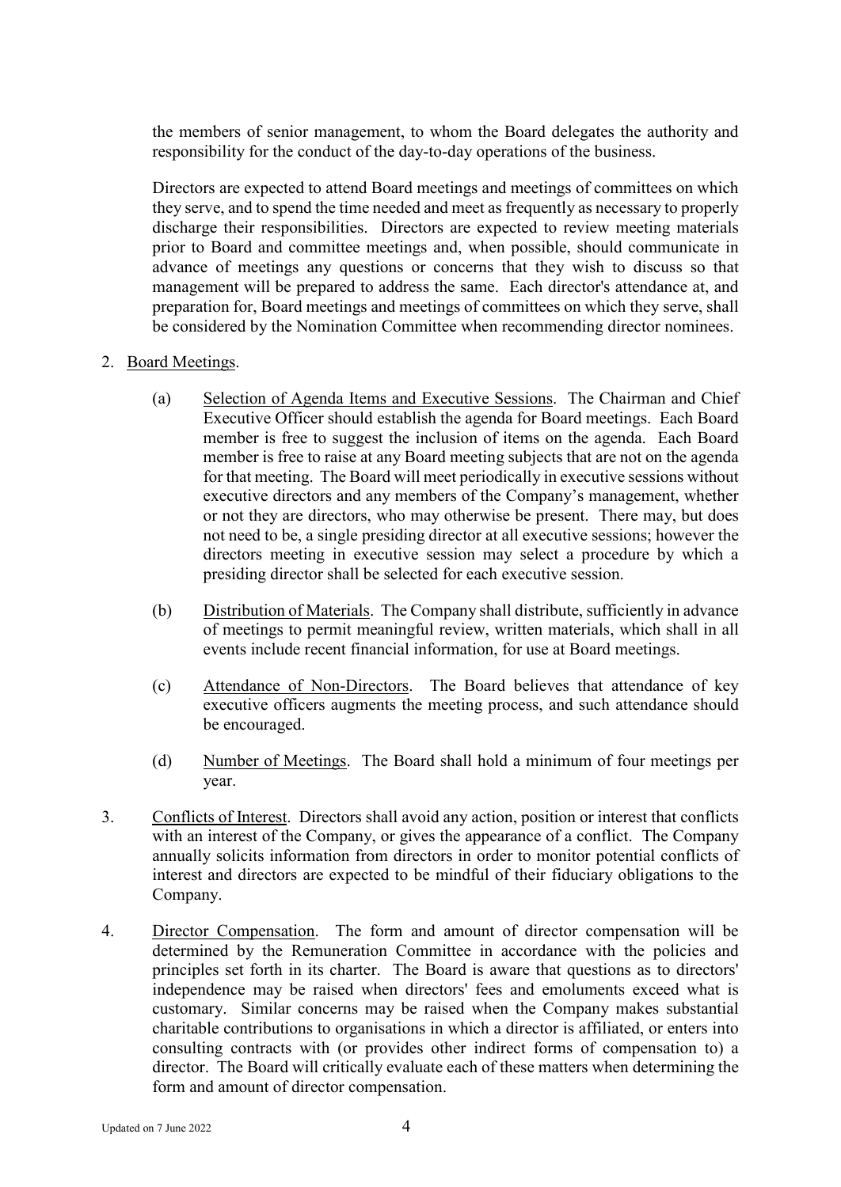the members of senior management, to whom the Board delegates the authority and responsibility for the conduct of the day-to-day operations of the business.

Directors are expected to attend Board meetings and meetings of committees on which they serve, and to spend the time needed and meet as frequently as necessary to properly discharge their responsibilities. Directors are expected to review meeting materials prior to Board and committee meetings and, when possible, should communicate in advance of meetings any questions or concerns that they wish to discuss so that management will be prepared to address the same. Each director's attendance at, and preparation for, Board meetings and meetings of committees on which they serve, shall be considered by the Nomination Committee when recommending director nominees.

2. Board Meetings.

   (a) Selection of Agenda Items and Executive Sessions. The Chairman and Chief Executive Officer should establish the agenda for Board meetings. Each Board member is free to suggest the inclusion of items on the agenda. Each Board member is free to raise at any Board meeting subjects that are not on the agenda for that meeting. The Board will meet periodically in executive sessions without executive directors and any members of the Company's management, whether or not they are directors, who may otherwise be present. There may, but does not need to be, a single presiding director at all executive sessions; however the directors meeting in executive session may select a procedure by which a presiding director shall be selected for each executive session.

   (b) Distribution of Materials. The Company shall distribute, sufficiently in advance of meetings to permit meaningful review, written materials, which shall in all events include recent financial information, for use at Board meetings.

   (c) Attendance of Non-Directors. The Board believes that attendance of key executive officers augments the meeting process, and such attendance should be encouraged.

   (d) Number of Meetings. The Board shall hold a minimum of four meetings per year.

3. Conflicts of Interest. Directors shall avoid any action, position or interest that conflicts with an interest of the Company, or gives the appearance of a conflict. The Company annually solicits information from directors in order to monitor potential conflicts of interest and directors are expected to be mindful of their fiduciary obligations to the Company.

4. Director Compensation. The form and amount of director compensation will be determined by the Remuneration Committee in accordance with the policies and principles set forth in its charter. The Board is aware that questions as to directors' independence may be raised when directors' fees and emoluments exceed what is customary. Similar concerns may be raised when the Company makes substantial charitable contributions to organisations in which a director is affiliated, or enters into consulting contracts with (or provides other indirect forms of compensation to) a director. The Board will critically evaluate each of these matters when determining the form and amount of director compensation.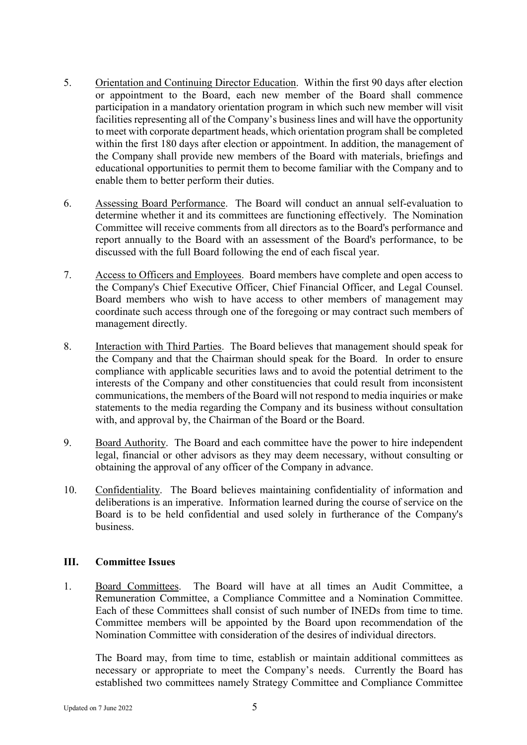5. Orientation and Continuing Director Education. Within the first 90 days after election or appointment to the Board, each new member of the Board shall commence participation in a mandatory orientation program in which such new member will visit facilities representing all of the Company's business lines and will have the opportunity to meet with corporate department heads, which orientation program shall be completed within the first 180 days after election or appointment. In addition, the management of the Company shall provide new members of the Board with materials, briefings and educational opportunities to permit them to become familiar with the Company and to enable them to better perform their duties.

6. Assessing Board Performance. The Board will conduct an annual self-evaluation to determine whether it and its committees are functioning effectively. The Nomination Committee will receive comments from all directors as to the Board's performance and report annually to the Board with an assessment of the Board's performance, to be discussed with the full Board following the end of each fiscal year.

7. Access to Officers and Employees. Board members have complete and open access to the Company's Chief Executive Officer, Chief Financial Officer, and Legal Counsel. Board members who wish to have access to other members of management may coordinate such access through one of the foregoing or may contract such members of management directly.

8. Interaction with Third Parties. The Board believes that management should speak for the Company and that the Chairman should speak for the Board. In order to ensure compliance with applicable securities laws and to avoid the potential detriment to the interests of the Company and other constituencies that could result from inconsistent communications, the members of the Board will not respond to media inquiries or make statements to the media regarding the Company and its business without consultation with, and approval by, the Chairman of the Board or the Board.

9. Board Authority. The Board and each committee have the power to hire independent legal, financial or other advisors as they may deem necessary, without consulting or obtaining the approval of any officer of the Company in advance.

10. Confidentiality. The Board believes maintaining confidentiality of information and deliberations is an imperative. Information learned during the course of service on the Board is to be held confidential and used solely in furtherance of the Company's business.

## III. Committee Issues

1. Board Committees. The Board will have at all times an Audit Committee, a Remuneration Committee, a Compliance Committee and a Nomination Committee. Each of these Committees shall consist of such number of INEDs from time to time. Committee members will be appointed by the Board upon recommendation of the Nomination Committee with consideration of the desires of individual directors.

   The Board may, from time to time, establish or maintain additional committees as necessary or appropriate to meet the Company's needs. Currently the Board has established two committees namely Strategy Committee and Compliance Committee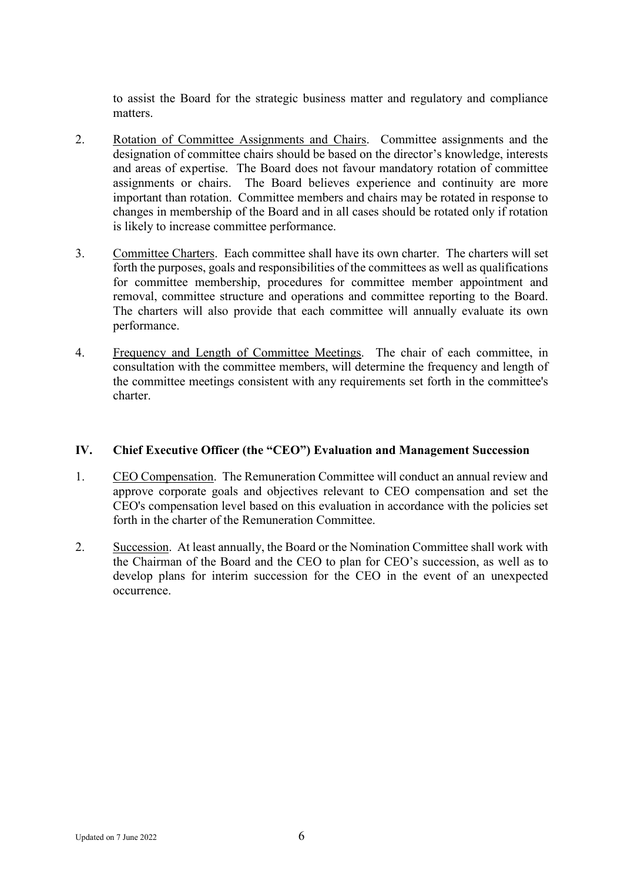to assist the Board for the strategic business matter and regulatory and compliance matters.

2. Rotation of Committee Assignments and Chairs. Committee assignments and the designation of committee chairs should be based on the director's knowledge, interests and areas of expertise. The Board does not favour mandatory rotation of committee assignments or chairs. The Board believes experience and continuity are more important than rotation. Committee members and chairs may be rotated in response to changes in membership of the Board and in all cases should be rotated only if rotation is likely to increase committee performance.

3. Committee Charters. Each committee shall have its own charter. The charters will set forth the purposes, goals and responsibilities of the committees as well as qualifications for committee membership, procedures for committee member appointment and removal, committee structure and operations and committee reporting to the Board. The charters will also provide that each committee will annually evaluate its own performance.

4. Frequency and Length of Committee Meetings. The chair of each committee, in consultation with the committee members, will determine the frequency and length of the committee meetings consistent with any requirements set forth in the committee's charter.

## IV. Chief Executive Officer (the "CEO") Evaluation and Management Succession

1. CEO Compensation. The Remuneration Committee will conduct an annual review and approve corporate goals and objectives relevant to CEO compensation and set the CEO's compensation level based on this evaluation in accordance with the policies set forth in the charter of the Remuneration Committee.

2. Succession. At least annually, the Board or the Nomination Committee shall work with the Chairman of the Board and the CEO to plan for CEO's succession, as well as to develop plans for interim succession for the CEO in the event of an unexpected occurrence.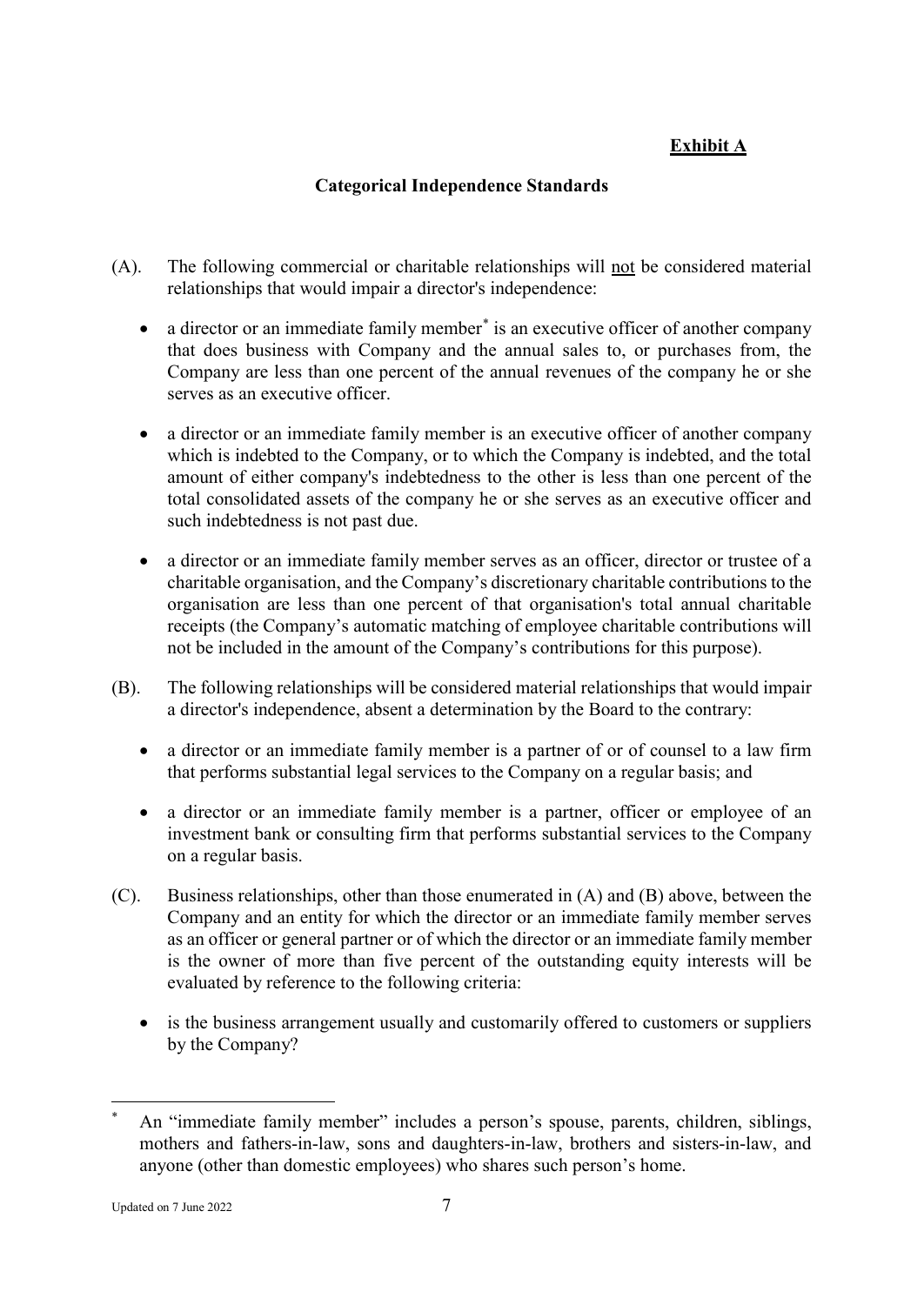**Exhibit A**

## Categorical Independence Standards

(A). The following commercial or charitable relationships will not be considered material relationships that would impair a director's independence:

- a director or an immediate family member* is an executive officer of another company that does business with Company and the annual sales to, or purchases from, the Company are less than one percent of the annual revenues of the company he or she serves as an executive officer.
- a director or an immediate family member is an executive officer of another company which is indebted to the Company, or to which the Company is indebted, and the total amount of either company's indebtedness to the other is less than one percent of the total consolidated assets of the company he or she serves as an executive officer and such indebtedness is not past due.
- a director or an immediate family member serves as an officer, director or trustee of a charitable organisation, and the Company's discretionary charitable contributions to the organisation are less than one percent of that organisation's total annual charitable receipts (the Company's automatic matching of employee charitable contributions will not be included in the amount of the Company's contributions for this purpose).

(B). The following relationships will be considered material relationships that would impair a director's independence, absent a determination by the Board to the contrary:

- a director or an immediate family member is a partner of or of counsel to a law firm that performs substantial legal services to the Company on a regular basis; and
- a director or an immediate family member is a partner, officer or employee of an investment bank or consulting firm that performs substantial services to the Company on a regular basis.

(C). Business relationships, other than those enumerated in (A) and (B) above, between the Company and an entity for which the director or an immediate family member serves as an officer or general partner or of which the director or an immediate family member is the owner of more than five percent of the outstanding equity interests will be evaluated by reference to the following criteria:

- is the business arrangement usually and customarily offered to customers or suppliers by the Company?

---

* An "immediate family member" includes a person's spouse, parents, children, siblings, mothers and fathers-in-law, sons and daughters-in-law, brothers and sisters-in-law, and anyone (other than domestic employees) who shares such person's home.

Updated on 7 June 2022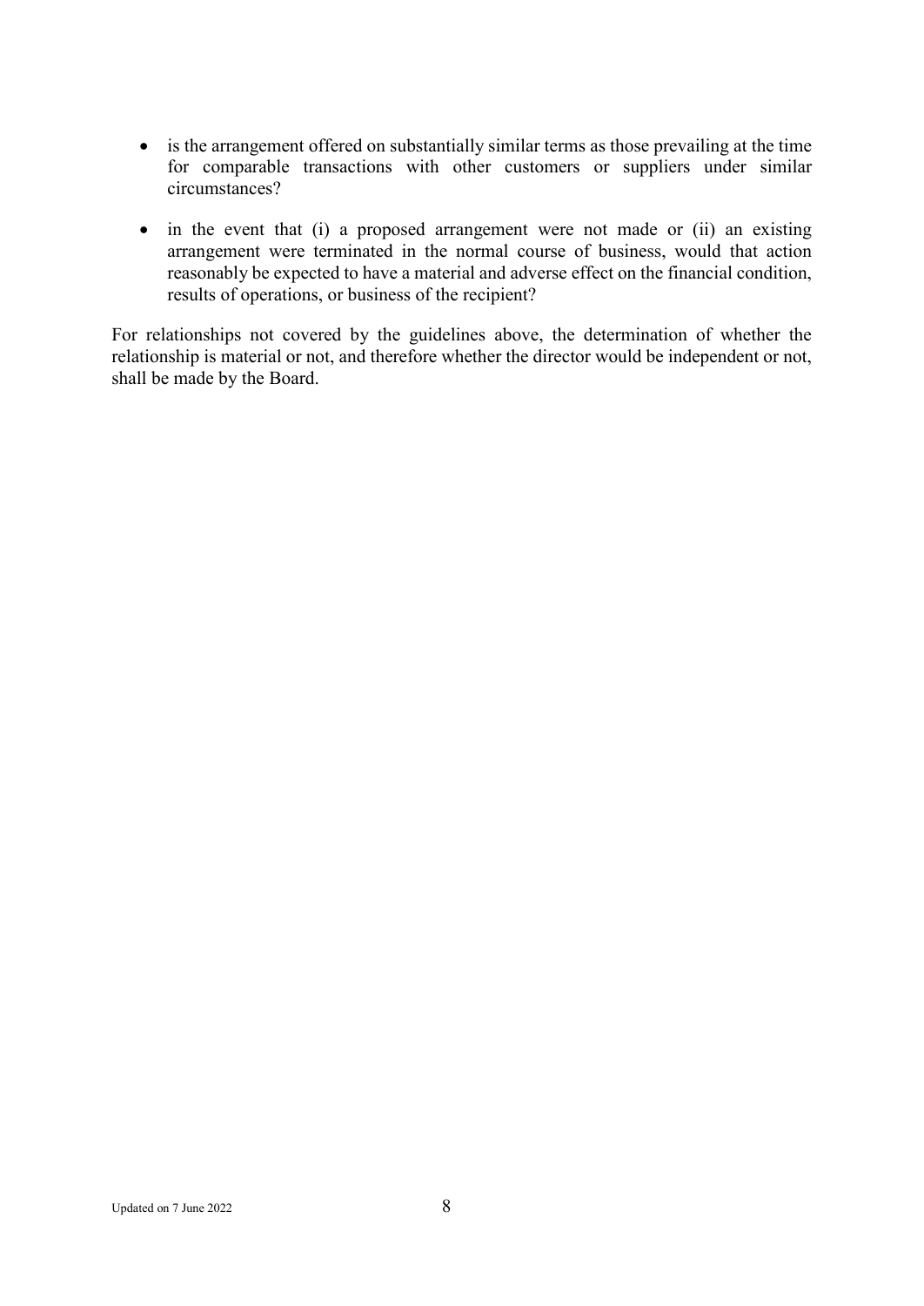- is the arrangement offered on substantially similar terms as those prevailing at the time for comparable transactions with other customers or suppliers under similar circumstances?
- in the event that (i) a proposed arrangement were not made or (ii) an existing arrangement were terminated in the normal course of business, would that action reasonably be expected to have a material and adverse effect on the financial condition, results of operations, or business of the recipient?

For relationships not covered by the guidelines above, the determination of whether the relationship is material or not, and therefore whether the director would be independent or not, shall be made by the Board.